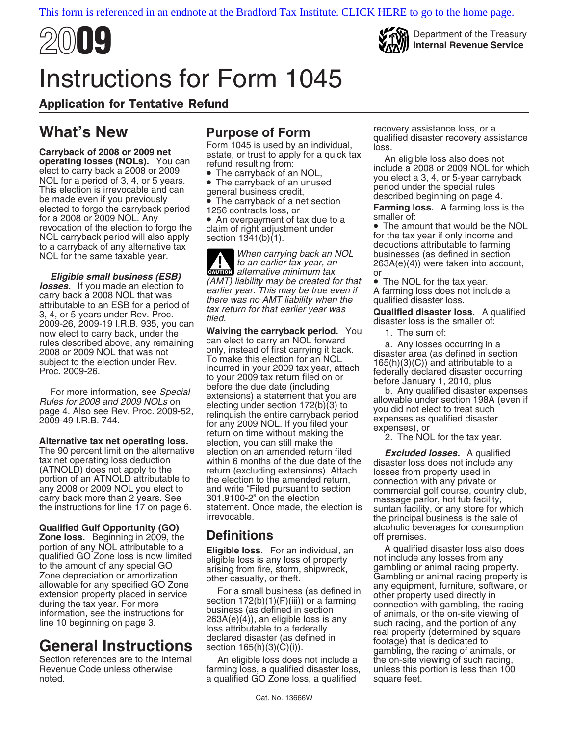This form is referenced in an endnote at the Bradford Tax Institute. CLICK HERE to go to the home page.

# 2009

Department of the Treasury
**Internal Revenue Service**

# Instructions for Form 1045

## Application for Tentative Refund

## What's New

**Carryback of 2008 or 2009 net operating losses (NOLs).** You can elect to carry back a 2008 or 2009 NOL for a period of 3, 4, or 5 years. This election is irrevocable and can be made even if you previously elected to forgo the carryback period for a 2008 or 2009 NOL. Any revocation of the election to forgo the NOL carryback period will also apply to a carryback of any alternative tax NOL for the same taxable year.

***Eligible small business (ESB) losses.*** If you made an election to carry back a 2008 NOL that was attributable to an ESB for a period of 3, 4, or 5 years under Rev. Proc. 2009-26, 2009-19 I.R.B. 935, you can now elect to carry back, under the rules described above, any remaining 2008 or 2009 NOL that was not subject to the election under Rev. Proc. 2009-26.

For more information, see *Special Rules for 2008 and 2009 NOLs* on page 4. Also see Rev. Proc. 2009-52, 2009-49 I.R.B. 744.

**Alternative tax net operating loss.** The 90 percent limit on the alternative tax net operating loss deduction (ATNOLD) does not apply to the portion of an ATNOLD attributable to any 2008 or 2009 NOL you elect to carry back more than 2 years. See the instructions for line 17 on page 6.

**Qualified Gulf Opportunity (GO) Zone loss.** Beginning in 2009, the portion of any NOL attributable to a qualified GO Zone loss is now limited to the amount of any special GO Zone depreciation or amortization allowable for any specified GO Zone extension property placed in service during the tax year. For more information, see the instructions for line 10 beginning on page 3.

# General Instructions

Section references are to the Internal Revenue Code unless otherwise noted.

## Purpose of Form

Form 1045 is used by an individual, estate, or trust to apply for a quick tax refund resulting from:

- The carryback of an NOL,
- The carryback of an unused general business credit,
- The carryback of a net section 1256 contracts loss, or
- An overpayment of tax due to a claim of right adjustment under section 1341(b)(1).

**CAUTION:** *When carrying back an NOL to an earlier tax year, an alternative minimum tax (AMT) liability may be created for that earlier year. This may be true even if there was no AMT liability when the tax return for that earlier year was filed.*

**Waiving the carryback period.** You can elect to carry an NOL forward only, instead of first carrying it back. To make this election for an NOL incurred in your 2009 tax year, attach to your 2009 tax return filed on or before the due date (including extensions) a statement that you are electing under section 172(b)(3) to relinquish the entire carryback period for any 2009 NOL. If you filed your return on time without making the election, you can still make the election on an amended return filed within 6 months of the due date of the return (excluding extensions). Attach the election to the amended return, and write "Filed pursuant to section 301.9100-2" on the election statement. Once made, the election is irrevocable.

## Definitions

**Eligible loss.** For an individual, an eligible loss is any loss of property arising from fire, storm, shipwreck, other casualty, or theft.

For a small business (as defined in section 172(b)(1)(F)(iii)) or a farming business (as defined in section 263A(e)(4)), an eligible loss is any loss attributable to a federally declared disaster (as defined in section 165(h)(3)(C)(i)).

An eligible loss does not include a farming loss, a qualified disaster loss, a qualified GO Zone loss, a qualified recovery assistance loss, or a qualified disaster recovery assistance loss.

An eligible loss also does not include a 2008 or 2009 NOL for which you elect a 3, 4, or 5-year carryback period under the special rules described beginning on page 4.

**Farming loss.** A farming loss is the smaller of:

- The amount that would be the NOL for the tax year if only income and deductions attributable to farming businesses (as defined in section 263A(e)(4)) were taken into account, or
- The NOL for the tax year.

A farming loss does not include a qualified disaster loss.

**Qualified disaster loss.** A qualified disaster loss is the smaller of:

1. The sum of:

   a. Any losses occurring in a disaster area (as defined in section 165(h)(3)(C)) and attributable to a federally declared disaster occurring before January 1, 2010, plus

   b. Any qualified disaster expenses allowable under section 198A (even if you did not elect to treat such expenses as qualified disaster expenses), or

2. The NOL for the tax year.

***Excluded losses.*** A qualified disaster loss does not include any losses from property used in connection with any private or commercial golf course, country club, massage parlor, hot tub facility, suntan facility, or any store for which the principal business is the sale of alcoholic beverages for consumption off premises.

A qualified disaster loss also does not include any losses from any gambling or animal racing property. Gambling or animal racing property is any equipment, furniture, software, or other property used directly in connection with gambling, the racing of animals, or the on-site viewing of such racing, and the portion of any real property (determined by square footage) that is dedicated to gambling, the racing of animals, or the on-site viewing of such racing, unless this portion is less than 100 square feet.

Cat. No. 13666W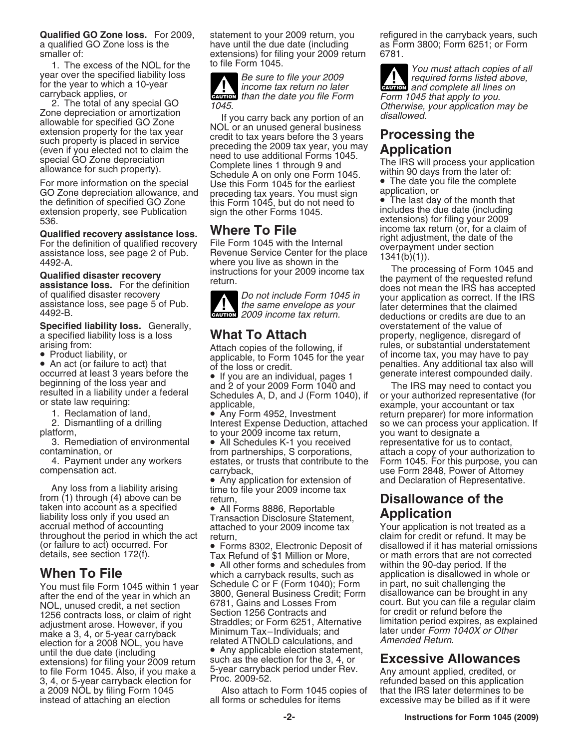**Qualified GO Zone loss.** For 2009, a qualified GO Zone loss is the smaller of:

1. The excess of the NOL for the year over the specified liability loss for the year to which a 10-year carryback applies, or
2. The total of any special GO Zone depreciation or amortization allowable for specified GO Zone extension property for the tax year such property is placed in service (even if you elected not to claim the special GO Zone depreciation allowance for such property).

For more information on the special GO Zone depreciation allowance, and the definition of specified GO Zone extension property, see Publication 536.

**Qualified recovery assistance loss.** For the definition of qualified recovery assistance loss, see page 2 of Pub. 4492-A.

**Qualified disaster recovery assistance loss.** For the definition of qualified disaster recovery assistance loss, see page 5 of Pub. 4492-B.

**Specified liability loss.** Generally, a specified liability loss is a loss arising from:

- Product liability, or
- An act (or failure to act) that occurred at least 3 years before the beginning of the loss year and resulted in a liability under a federal or state law requiring:
  1. Reclamation of land,
  2. Dismantling of a drilling platform,
  3. Remediation of environmental contamination, or
  4. Payment under any workers compensation act.

Any loss from a liability arising from (1) through (4) above can be taken into account as a specified liability loss only if you used an accrual method of accounting throughout the period in which the act (or failure to act) occurred. For details, see section 172(f).

## When To File

You must file Form 1045 within 1 year after the end of the year in which an NOL, unused credit, a net section 1256 contracts loss, or claim of right adjustment arose. However, if you make a 3, 4, or 5-year carryback election for a 2008 NOL, you have until the due date (including extensions) for filing your 2009 return to file Form 1045. Also, if you make a 3, 4, or 5-year carryback election for a 2009 NOL by filing Form 1045 instead of attaching an election statement to your 2009 return, you have until the due date (including extensions) for filing your 2009 return to file Form 1045.

> **CAUTION** *Be sure to file your 2009 income tax return no later than the date you file Form 1045.*

If you carry back any portion of an NOL or an unused general business credit to tax years before the 3 years preceding the 2009 tax year, you may need to use additional Forms 1045. Complete lines 1 through 9 and Schedule A on only one Form 1045. Use this Form 1045 for the earliest preceding tax years. You must sign this Form 1045, but do not need to sign the other Forms 1045.

## Where To File

File Form 1045 with the Internal Revenue Service Center for the place where you live as shown in the instructions for your 2009 income tax return.

> **CAUTION** *Do not include Form 1045 in the same envelope as your 2009 income tax return.*

## What To Attach

Attach copies of the following, if applicable, to Form 1045 for the year of the loss or credit.

- If you are an individual, pages 1 and 2 of your 2009 Form 1040 and Schedules A, D, and J (Form 1040), if applicable,
- Any Form 4952, Investment Interest Expense Deduction, attached to your 2009 income tax return,
- All Schedules K-1 you received from partnerships, S corporations, estates, or trusts that contribute to the carryback,
- Any application for extension of time to file your 2009 income tax return,
- All Forms 8886, Reportable Transaction Disclosure Statement, attached to your 2009 income tax return,
- Forms 8302, Electronic Deposit of Tax Refund of $1 Million or More,
- All other forms and schedules from which a carryback results, such as Schedule C or F (Form 1040); Form 3800, General Business Credit; Form 6781, Gains and Losses From Section 1256 Contracts and Straddles; or Form 6251, Alternative Minimum Tax–Individuals; and related ATNOLD calculations, and
- Any applicable election statement, such as the election for the 3, 4, or 5-year carryback period under Rev. Proc. 2009-52.

Also attach to Form 1045 copies of all forms or schedules for items refigured in the carryback years, such as Form 3800; Form 6251; or Form 6781.

> **CAUTION** *You must attach copies of all required forms listed above, and complete all lines on Form 1045 that apply to you. Otherwise, your application may be disallowed.*

## Processing the Application

The IRS will process your application within 90 days from the later of:

- The date you file the complete application, or
- The last day of the month that includes the due date (including extensions) for filing your 2009 income tax return (or, for a claim of right adjustment, the date of the overpayment under section 1341(b)(1)).

The processing of Form 1045 and the payment of the requested refund does not mean the IRS has accepted your application as correct. If the IRS later determines that the claimed deductions or credits are due to an overstatement of the value of property, negligence, disregard of rules, or substantial understatement of income tax, you may have to pay penalties. Any additional tax also will generate interest compounded daily.

The IRS may need to contact you or your authorized representative (for example, your accountant or tax return preparer) for more information so we can process your application. If you want to designate a representative for us to contact, attach a copy of your authorization to Form 1045. For this purpose, you can use Form 2848, Power of Attorney and Declaration of Representative.

## Disallowance of the Application

Your application is not treated as a claim for credit or refund. It may be disallowed if it has material omissions or math errors that are not corrected within the 90-day period. If the application is disallowed in whole or in part, no suit challenging the disallowance can be brought in any court. But you can file a regular claim for credit or refund before the limitation period expires, as explained later under *Form 1040X or Other Amended Return*.

## Excessive Allowances

Any amount applied, credited, or refunded based on this application that the IRS later determines to be excessive may be billed as if it were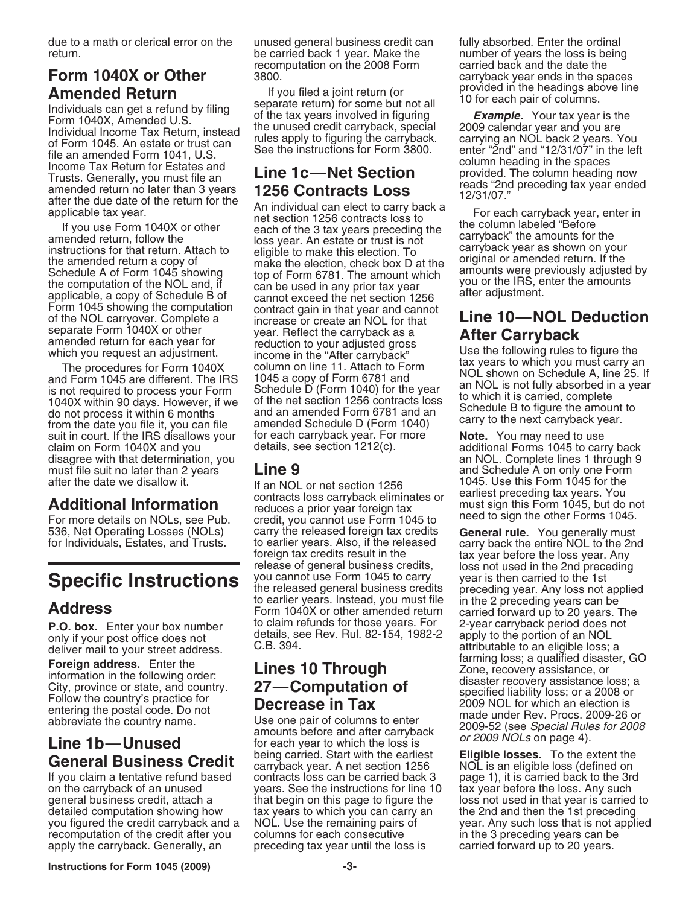due to a math or clerical error on the return.

## Form 1040X or Other Amended Return

Individuals can get a refund by filing Form 1040X, Amended U.S. Individual Income Tax Return, instead of Form 1045. An estate or trust can file an amended Form 1041, U.S. Income Tax Return for Estates and Trusts. Generally, you must file an amended return no later than 3 years after the due date of the return for the applicable tax year.

If you use Form 1040X or other amended return, follow the instructions for that return. Attach to the amended return a copy of Schedule A of Form 1045 showing the computation of the NOL and, if applicable, a copy of Schedule B of Form 1045 showing the computation of the NOL carryover. Complete a separate Form 1040X or other amended return for each year for which you request an adjustment.

The procedures for Form 1040X and Form 1045 are different. The IRS is not required to process your Form 1040X within 90 days. However, if we do not process it within 6 months from the date you file it, you can file suit in court. If the IRS disallows your claim on Form 1040X and you disagree with that determination, you must file suit no later than 2 years after the date we disallow it.

## Additional Information

For more details on NOLs, see Pub. 536, Net Operating Losses (NOLs) for Individuals, Estates, and Trusts.

# Specific Instructions

## Address

**P.O. box.** Enter your box number only if your post office does not deliver mail to your street address.

**Foreign address.** Enter the information in the following order: City, province or state, and country. Follow the country's practice for entering the postal code. Do not abbreviate the country name.

## Line 1b—Unused General Business Credit

If you claim a tentative refund based on the carryback of an unused general business credit, attach a detailed computation showing how you figured the credit carryback and a recomputation of the credit after you apply the carryback. Generally, an unused general business credit can be carried back 1 year. Make the recomputation on the 2008 Form 3800.

If you filed a joint return (or separate return) for some but not all of the tax years involved in figuring the unused credit carryback, special rules apply to figuring the carryback. See the instructions for Form 3800.

## Line 1c—Net Section 1256 Contracts Loss

An individual can elect to carry back a net section 1256 contracts loss to each of the 3 tax years preceding the loss year. An estate or trust is not eligible to make this election. To make the election, check box D at the top of Form 6781. The amount which can be used in any prior tax year cannot exceed the net section 1256 contract gain in that year and cannot increase or create an NOL for that year. Reflect the carryback as a reduction to your adjusted gross income in the "After carryback" column on line 11. Attach to Form 1045 a copy of Form 6781 and Schedule D (Form 1040) for the year of the net section 1256 contracts loss and an amended Form 6781 and an amended Schedule D (Form 1040) for each carryback year. For more details, see section 1212(c).

## Line 9

If an NOL or net section 1256 contracts loss carryback eliminates or reduces a prior year foreign tax credit, you cannot use Form 1045 to carry the released foreign tax credits to earlier years. Also, if the released foreign tax credits result in the release of general business credits, you cannot use Form 1045 to carry the released general business credits to earlier years. Instead, you must file Form 1040X or other amended return to claim refunds for those years. For details, see Rev. Rul. 82-154, 1982-2 C.B. 394.

## Lines 10 Through 27—Computation of Decrease in Tax

Use one pair of columns to enter amounts before and after carryback for each year to which the loss is being carried. Start with the earliest carryback year. A net section 1256 contracts loss can be carried back 3 years. See the instructions for line 10 that begin on this page to figure the tax years to which you can carry an NOL. Use the remaining pairs of columns for each consecutive preceding tax year until the loss is fully absorbed. Enter the ordinal number of years the loss is being carried back and the date the carryback year ends in the spaces provided in the headings above line 10 for each pair of columns.

***Example.*** Your tax year is the 2009 calendar year and you are carrying an NOL back 2 years. You enter "2nd" and "12/31/07" in the left column heading in the spaces provided. The column heading now reads "2nd preceding tax year ended 12/31/07."

For each carryback year, enter in the column labeled "Before carryback" the amounts for the carryback year as shown on your original or amended return. If the amounts were previously adjusted by you or the IRS, enter the amounts after adjustment.

## Line 10—NOL Deduction After Carryback

Use the following rules to figure the tax years to which you must carry an NOL shown on Schedule A, line 25. If an NOL is not fully absorbed in a year to which it is carried, complete Schedule B to figure the amount to carry to the next carryback year.

**Note.** You may need to use additional Forms 1045 to carry back an NOL. Complete lines 1 through 9 and Schedule A on only one Form 1045. Use this Form 1045 for the earliest preceding tax years. You must sign this Form 1045, but do not need to sign the other Forms 1045.

**General rule.** You generally must carry back the entire NOL to the 2nd tax year before the loss year. Any loss not used in the 2nd preceding year is then carried to the 1st preceding year. Any loss not applied in the 2 preceding years can be carried forward up to 20 years. The 2-year carryback period does not apply to the portion of an NOL attributable to an eligible loss; a farming loss; a qualified disaster, GO Zone, recovery assistance, or disaster recovery assistance loss; a specified liability loss; or a 2008 or 2009 NOL for which an election is made under Rev. Procs. 2009-26 or 2009-52 (see *Special Rules for 2008 or 2009 NOLs* on page 4).

**Eligible losses.** To the extent the NOL is an eligible loss (defined on page 1), it is carried back to the 3rd tax year before the loss. Any such loss not used in that year is carried to the 2nd and then the 1st preceding year. Any such loss that is not applied in the 3 preceding years can be carried forward up to 20 years.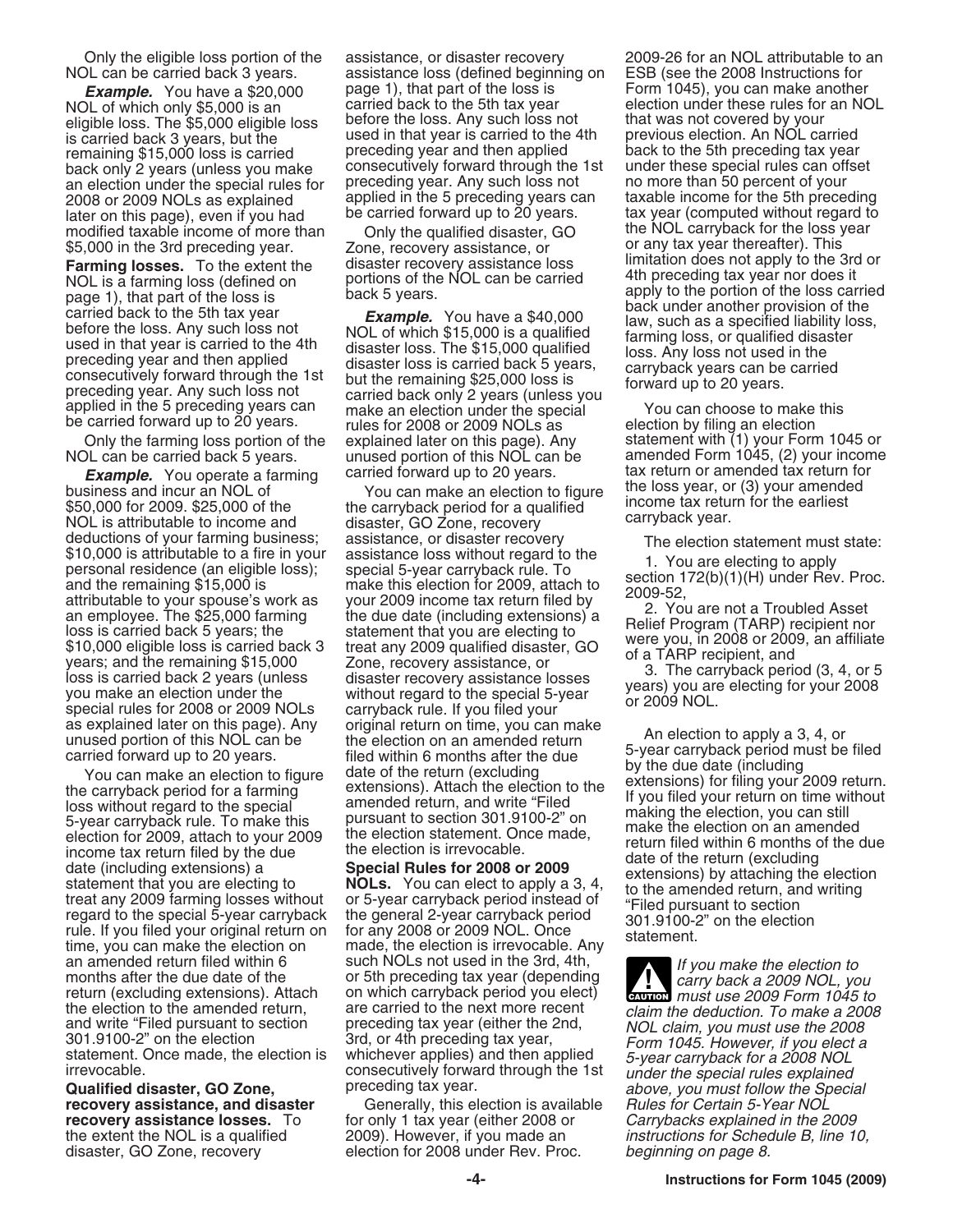Only the eligible loss portion of the NOL can be carried back 3 years.

***Example.*** You have a $20,000 NOL of which only $5,000 is an eligible loss. The $5,000 eligible loss is carried back 3 years, but the remaining $15,000 loss is carried back only 2 years (unless you make an election under the special rules for 2008 or 2009 NOLs as explained later on this page), even if you had modified taxable income of more than $5,000 in the 3rd preceding year.

**Farming losses.** To the extent the NOL is a farming loss (defined on page 1), that part of the loss is carried back to the 5th tax year before the loss. Any such loss not used in that year is carried to the 4th preceding year and then applied consecutively forward through the 1st preceding year. Any such loss not applied in the 5 preceding years can be carried forward up to 20 years.

Only the farming loss portion of the NOL can be carried back 5 years.

***Example.*** You operate a farming business and incur an NOL of $50,000 for 2009. $25,000 of the NOL is attributable to income and deductions of your farming business; $10,000 is attributable to a fire in your personal residence (an eligible loss); and the remaining $15,000 is attributable to your spouse's work as an employee. The $25,000 farming loss is carried back 5 years; the $10,000 eligible loss is carried back 3 years; and the remaining $15,000 loss is carried back 2 years (unless you make an election under the special rules for 2008 or 2009 NOLs as explained later on this page). Any unused portion of this NOL can be carried forward up to 20 years.

You can make an election to figure the carryback period for a farming loss without regard to the special 5-year carryback rule. To make this election for 2009, attach to your 2009 income tax return filed by the due date (including extensions) a statement that you are electing to treat any 2009 farming losses without regard to the special 5-year carryback rule. If you filed your original return on time, you can make the election on an amended return filed within 6 months after the due date of the return (excluding extensions). Attach the election to the amended return, and write "Filed pursuant to section 301.9100-2" on the election statement. Once made, the election is irrevocable.

**Qualified disaster, GO Zone, recovery assistance, and disaster recovery assistance losses.** To the extent the NOL is a qualified disaster, GO Zone, recovery assistance, or disaster recovery assistance loss (defined beginning on page 1), that part of the loss is carried back to the 5th tax year before the loss. Any such loss not used in that year is carried to the 4th preceding year and then applied consecutively forward through the 1st preceding year. Any such loss not applied in the 5 preceding years can be carried forward up to 20 years.

Only the qualified disaster, GO Zone, recovery assistance, or disaster recovery assistance loss portions of the NOL can be carried back 5 years.

***Example.*** You have a $40,000 NOL of which $15,000 is a qualified disaster loss. The $15,000 qualified disaster loss is carried back 5 years, but the remaining $25,000 loss is carried back only 2 years (unless you make an election under the special rules for 2008 or 2009 NOLs as explained later on this page). Any unused portion of this NOL can be carried forward up to 20 years.

You can make an election to figure the carryback period for a qualified disaster, GO Zone, recovery assistance, or disaster recovery assistance loss without regard to the special 5-year carryback rule. To make this election for 2009, attach to your 2009 income tax return filed by the due date (including extensions) a statement that you are electing to treat any 2009 qualified disaster, GO Zone, recovery assistance, or disaster recovery assistance losses without regard to the special 5-year carryback rule. If you filed your original return on time, you can make the election on an amended return filed within 6 months after the due date of the return (excluding extensions). Attach the election to the amended return, and write "Filed pursuant to section 301.9100-2" on the election statement. Once made, the election is irrevocable.

**Special Rules for 2008 or 2009 NOLs.** You can elect to apply a 3, 4, or 5-year carryback period instead of the general 2-year carryback period for any 2008 or 2009 NOL. Once made, the election is irrevocable. Any such NOLs not used in the 3rd, 4th, or 5th preceding tax year (depending on which carryback period you elect) are carried to the next more recent preceding tax year (either the 2nd, 3rd, or 4th preceding tax year, whichever applies) and then applied consecutively forward through the 1st preceding tax year.

Generally, this election is available for only 1 tax year (either 2008 or 2009). However, if you made an election for 2008 under Rev. Proc. 2009-26 for an NOL attributable to an ESB (see the 2008 Instructions for Form 1045), you can make another election under these rules for an NOL that was not covered by your previous election. An NOL carried back to the 5th preceding tax year under these special rules can offset no more than 50 percent of your taxable income for the 5th preceding tax year (computed without regard to the NOL carryback for the loss year or any tax year thereafter). This limitation does not apply to the 3rd or 4th preceding tax year nor does it apply to the portion of the loss carried back under another provision of the law, such as a specified liability loss, farming loss, or qualified disaster loss. Any loss not used in the carryback years can be carried forward up to 20 years.

You can choose to make this election by filing an election statement with (1) your Form 1045 or amended Form 1045, (2) your income tax return or amended tax return for the loss year, or (3) your amended income tax return for the earliest carryback year.

The election statement must state:

1. You are electing to apply section 172(b)(1)(H) under Rev. Proc. 2009-52,
2. You are not a Troubled Asset Relief Program (TARP) recipient nor were you, in 2008 or 2009, an affiliate of a TARP recipient, and
3. The carryback period (3, 4, or 5 years) you are electing for your 2008 or 2009 NOL.

An election to apply a 3, 4, or 5-year carryback period must be filed by the due date (including extensions) for filing your 2009 return. If you filed your return on time without making the election, you can still make the election on an amended return filed within 6 months of the due date of the return (excluding extensions) by attaching the election to the amended return, and writing "Filed pursuant to section 301.9100-2" on the election statement.

**CAUTION** *If you make the election to carry back a 2009 NOL, you must use 2009 Form 1045 to claim the deduction. To make a 2008 NOL claim, you must use the 2008 Form 1045. However, if you elect a 5-year carryback for a 2008 NOL under the special rules explained above, you must follow the Special Rules for Certain 5-Year NOL Carrybacks explained in the 2009 instructions for Schedule B, line 10, beginning on page 8.*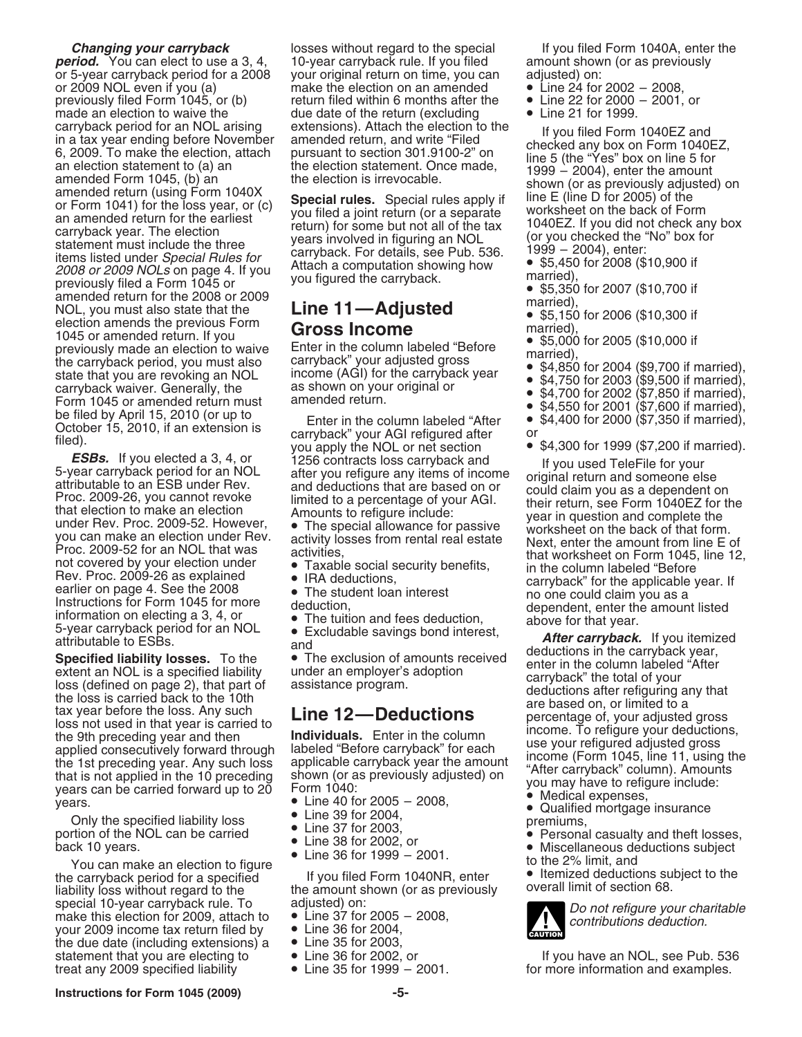***Changing your carryback period.*** You can elect to use a 3, 4, or 5-year carryback period for a 2008 or 2009 NOL even if you (a) previously filed Form 1045, or (b) made an election to waive the carryback period for an NOL arising in a tax year ending before November 6, 2009. To make the election, attach an election statement to (a) an amended Form 1045, (b) an amended return (using Form 1040X or Form 1041) for the loss year, or (c) an amended return for the earliest carryback year. The election statement must include the three items listed under *Special Rules for 2008 or 2009 NOLs* on page 4. If you previously filed a Form 1045 or amended return for the 2008 or 2009 NOL, you must also state that the election amends the previous Form 1045 or amended return. If you previously made an election to waive the carryback period, you must also state that you are revoking an NOL carryback waiver. Generally, the Form 1045 or amended return must be filed by April 15, 2010 (or up to October 15, 2010, if an extension is filed).

***ESBs.*** If you elected a 3, 4, or 5-year carryback period for an NOL attributable to an ESB under Rev. Proc. 2009-26, you cannot revoke that election to make an election under Rev. Proc. 2009-52. However, you can make an election under Rev. Proc. 2009-52 for an NOL that was not covered by your election under Rev. Proc. 2009-26 as explained earlier on page 4. See the 2008 Instructions for Form 1045 for more information on electing a 3, 4, or 5-year carryback period for an NOL attributable to ESBs.

**Specified liability losses.** To the extent an NOL is a specified liability loss (defined on page 2), that part of the loss is carried back to the 10th tax year before the loss. Any such loss not used in that year is carried to the 9th preceding year and then applied consecutively forward through the 1st preceding year. Any such loss that is not applied in the 10 preceding years can be carried forward up to 20 years.

Only the specified liability loss portion of the NOL can be carried back 10 years.

You can make an election to figure the carryback period for a specified liability loss without regard to the special 10-year carryback rule. To make this election for 2009, attach to your 2009 income tax return filed by the due date (including extensions) a statement that you are electing to treat any 2009 specified liability losses without regard to the special 10-year carryback rule. If you filed your original return on time, you can make the election on an amended return filed within 6 months after the due date of the return (excluding extensions). Attach the election to the amended return, and write "Filed pursuant to section 301.9100-2" on the election statement. Once made, the election is irrevocable.

**Special rules.** Special rules apply if you filed a joint return (or a separate return) for some but not all of the tax years involved in figuring an NOL carryback. For details, see Pub. 536. Attach a computation showing how you figured the carryback.

## Line 11—Adjusted Gross Income

Enter in the column labeled "Before carryback" your adjusted gross income (AGI) for the carryback year as shown on your original or amended return.

Enter in the column labeled "After carryback" your AGI refigured after you apply the NOL or net section 1256 contracts loss carryback and after you refigure any items of income and deductions that are based on or limited to a percentage of your AGI. Amounts to refigure include:

- The special allowance for passive activity losses from rental real estate activities,
- Taxable social security benefits,
- IRA deductions,
- The student loan interest deduction,
- The tuition and fees deduction,
- Excludable savings bond interest, and
- The exclusion of amounts received under an employer's adoption assistance program.

## Line 12—Deductions

**Individuals.** Enter in the column labeled "Before carryback" for each applicable carryback year the amount shown (or as previously adjusted) on Form 1040:

- Line 40 for 2005 – 2008,
- Line 39 for 2004,
- Line 37 for 2003,
- Line 38 for 2002, or
- Line 36 for 1999 – 2001.

If you filed Form 1040NR, enter the amount shown (or as previously adjusted) on:

- Line 37 for 2005 – 2008,
- Line 36 for 2004,
- Line 35 for 2003,
- Line 36 for 2002, or
- Line 35 for 1999 – 2001.

If you filed Form 1040A, enter the amount shown (or as previously adjusted) on:

- Line 24 for 2002 – 2008,
- Line 22 for 2000 – 2001, or
- Line 21 for 1999.

If you filed Form 1040EZ and checked any box on Form 1040EZ, line 5 (the "Yes" box on line 5 for 1999 – 2004), enter the amount shown (or as previously adjusted) on line E (line D for 2005) of the worksheet on the back of Form 1040EZ. If you did not check any box (or you checked the "No" box for 1999 – 2004), enter:

- $5,450 for 2008 ($10,900 if married),
- $5,350 for 2007 ($10,700 if married),
- $5,150 for 2006 ($10,300 if married),
- $5,000 for 2005 ($10,000 if married),
- $4,850 for 2004 ($9,700 if married),
- $4,750 for 2003 ($9,500 if married),
- $4,700 for 2002 ($7,850 if married),
- $4,550 for 2001 ($7,600 if married),
- $4,400 for 2000 ($7,350 if married), or
- $4,300 for 1999 ($7,200 if married).

If you used TeleFile for your original return and someone else could claim you as a dependent on their return, see Form 1040EZ for the year in question and complete the worksheet on the back of that form. Next, enter the amount from line E of that worksheet on Form 1045, line 12, in the column labeled "Before carryback" for the applicable year. If no one could claim you as a dependent, enter the amount listed above for that year.

***After carryback.*** If you itemized deductions in the carryback year, enter in the column labeled "After carryback" the total of your deductions after refiguring any that are based on, or limited to a percentage of, your adjusted gross income. To refigure your deductions, use your refigured adjusted gross income (Form 1045, line 11, using the "After carryback" column). Amounts you may have to refigure include:

- Medical expenses,
- Qualified mortgage insurance premiums,
- Personal casualty and theft losses,
- Miscellaneous deductions subject to the 2% limit, and
- Itemized deductions subject to the overall limit of section 68.

CAUTION: *Do not refigure your charitable contributions deduction.*

If you have an NOL, see Pub. 536 for more information and examples.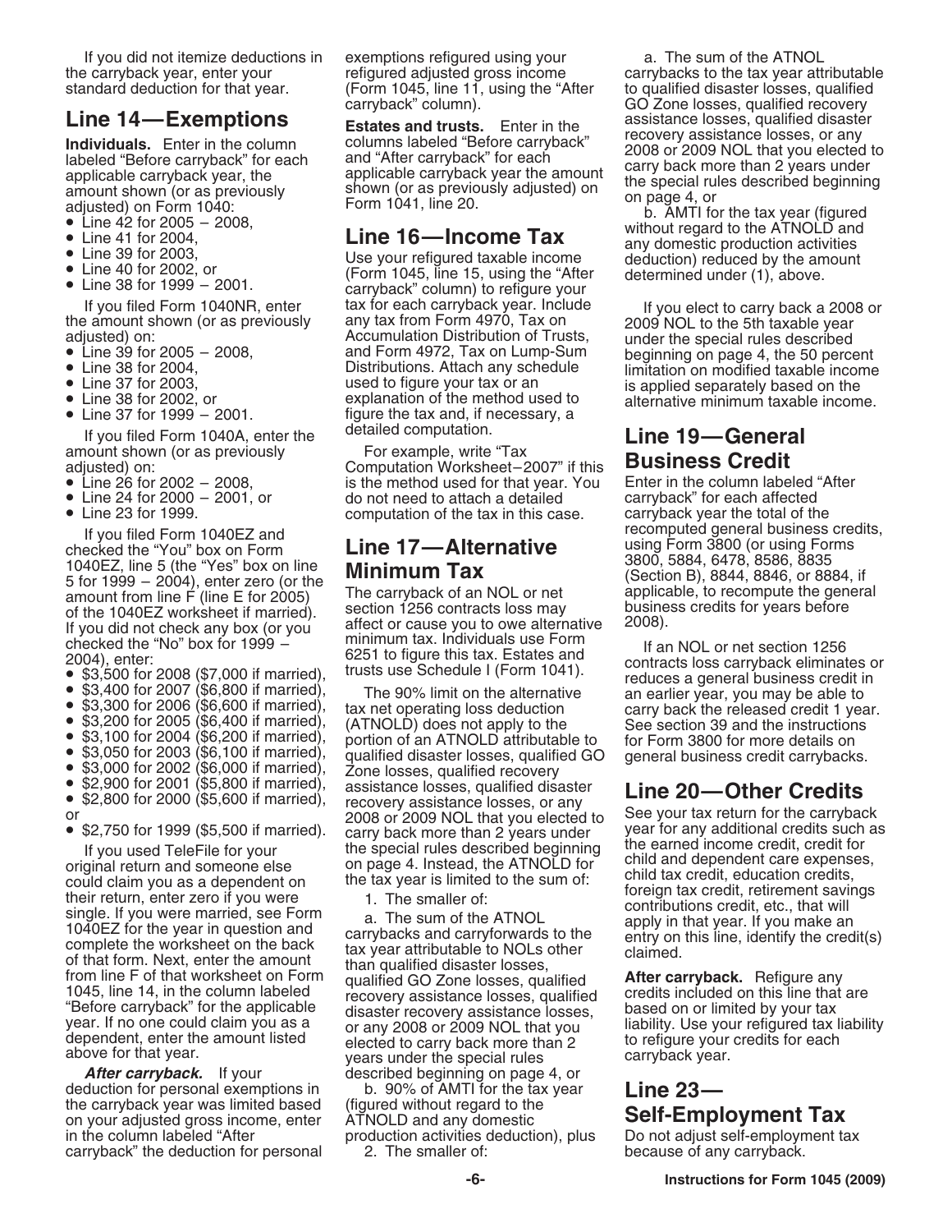If you did not itemize deductions in the carryback year, enter your standard deduction for that year.

## Line 14—Exemptions

**Individuals.** Enter in the column labeled "Before carryback" for each applicable carryback year, the amount shown (or as previously adjusted) on Form 1040:

- Line 42 for 2005 – 2008,
- Line 41 for 2004,
- Line 39 for 2003,
- Line 40 for 2002, or
- Line 38 for 1999 – 2001.

If you filed Form 1040NR, enter the amount shown (or as previously adjusted) on:

- Line 39 for 2005 – 2008,
- Line 38 for 2004,
- Line 37 for 2003,
- Line 38 for 2002, or
- Line 37 for 1999 – 2001.

If you filed Form 1040A, enter the amount shown (or as previously adjusted) on:

- Line 26 for 2002 – 2008,
- Line 24 for 2000 – 2001, or
- Line 23 for 1999.

If you filed Form 1040EZ and checked the "You" box on Form 1040EZ, line 5 (the "Yes" box on line 5 for 1999 – 2004), enter zero (or the amount from line F (line E for 2005) of the 1040EZ worksheet if married). If you did not check any box (or you checked the "No" box for 1999 – 2004), enter:

- $3,500 for 2008 ($7,000 if married),
- $3,400 for 2007 ($6,800 if married),
- $3,300 for 2006 ($6,600 if married),
- $3,200 for 2005 ($6,400 if married),
- $3,100 for 2004 ($6,200 if married),
- $3,050 for 2003 ($6,100 if married),
- $3,000 for 2002 ($6,000 if married),
- $2,900 for 2001 ($5,800 if married),
- $2,800 for 2000 ($5,600 if married), or
- $2,750 for 1999 ($5,500 if married).

If you used TeleFile for your original return and someone else could claim you as a dependent on their return, enter zero if you were single. If you were married, see Form 1040EZ for the year in question and complete the worksheet on the back of that form. Next, enter the amount from line F of that worksheet on Form 1045, line 14, in the column labeled "Before carryback" for the applicable year. If no one could claim you as a dependent, enter the amount listed above for that year.

***After carryback.*** If your deduction for personal exemptions in the carryback year was limited based on your adjusted gross income, enter in the column labeled "After carryback" the deduction for personal exemptions refigured using your refigured adjusted gross income (Form 1045, line 11, using the "After carryback" column).

**Estates and trusts.** Enter in the columns labeled "Before carryback" and "After carryback" for each applicable carryback year the amount shown (or as previously adjusted) on Form 1041, line 20.

## Line 16—Income Tax

Use your refigured taxable income (Form 1045, line 15, using the "After carryback" column) to refigure your tax for each carryback year. Include any tax from Form 4970, Tax on Accumulation Distribution of Trusts, and Form 4972, Tax on Lump-Sum Distributions. Attach any schedule used to figure your tax or an explanation of the method used to figure the tax and, if necessary, a detailed computation.

For example, write "Tax Computation Worksheet–2007" if this is the method used for that year. You do not need to attach a detailed computation of the tax in this case.

## Line 17—Alternative Minimum Tax

The carryback of an NOL or net section 1256 contracts loss may affect or cause you to owe alternative minimum tax. Individuals use Form 6251 to figure this tax. Estates and trusts use Schedule I (Form 1041).

The 90% limit on the alternative tax net operating loss deduction (ATNOLD) does not apply to the portion of an ATNOLD attributable to qualified disaster losses, qualified GO Zone losses, qualified recovery assistance losses, qualified disaster recovery assistance losses, or any 2008 or 2009 NOL that you elected to carry back more than 2 years under the special rules described beginning on page 4. Instead, the ATNOLD for the tax year as is limited to the sum of:

1. The smaller of:

   a. The sum of the ATNOL carrybacks and carryforwards to the tax year attributable to NOLs other than qualified disaster losses, qualified GO Zone losses, qualified recovery assistance losses, qualified disaster recovery assistance losses, or any 2008 or 2009 NOL that you elected to carry back more than 2 years under the special rules described beginning on page 4, or

   b. 90% of AMTI for the tax year (figured without regard to the ATNOLD and any domestic production activities deduction), plus

2. The smaller of:

   a. The sum of the ATNOL carrybacks to the tax year attributable to qualified disaster losses, qualified GO Zone losses, qualified recovery assistance losses, qualified disaster recovery assistance losses, or any 2008 or 2009 NOL that you elected to carry back more than 2 years under the special rules described beginning on page 4, or

   b. AMTI for the tax year (figured without regard to the ATNOLD and any domestic production activities deduction) reduced by the amount determined under (1), above.

If you elect to carry back a 2008 or 2009 NOL to the 5th taxable year under the special rules described beginning on page 4, the 50 percent limitation on modified taxable income is applied separately based on the alternative minimum taxable income.

## Line 19—General Business Credit

Enter in the column labeled "After carryback" for each affected carryback year the total of the recomputed general business credits, using Form 3800 (or using Forms 3800, 5884, 6478, 8586, 8835 (Section B), 8844, 8846, or 8884, if applicable, to recompute the general business credits for years before 2008).

If an NOL or net section 1256 contracts loss carryback eliminates or reduces a general business credit in an earlier year, you may be able to carry back the released credit 1 year. See section 39 and the instructions for Form 3800 for more details on general business credit carrybacks.

## Line 20—Other Credits

See your tax return for the carryback year for any additional credits such as the earned income credit, credit for child and dependent care expenses, child tax credit, education credits, foreign tax credit, retirement savings contributions credit, etc., that will apply in that year. If you make an entry on this line, identify the credit(s) claimed.

**After carryback.** Refigure any credits included on this line that are based on or limited by your tax liability. Use your refigured tax liability to refigure your credits for each carryback year.

## Line 23—Self-Employment Tax

Do not adjust self-employment tax because of any carryback.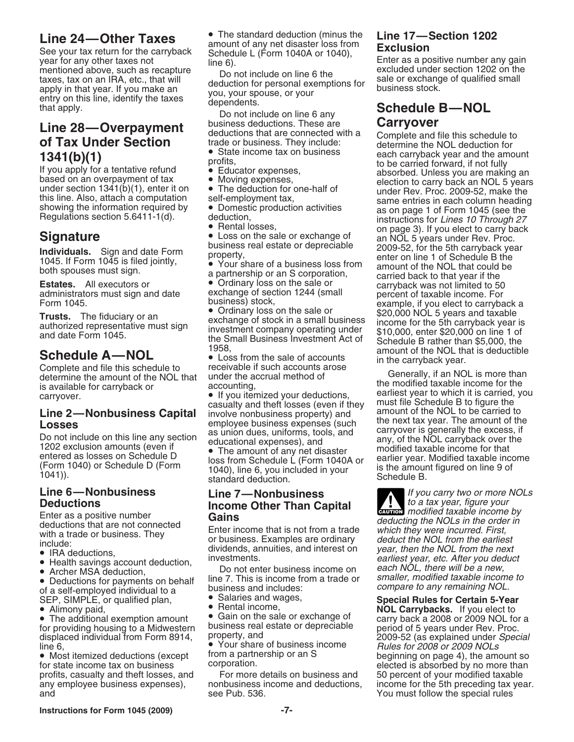## Line 24—Other Taxes

See your tax return for the carryback year for any other taxes not mentioned above, such as recapture taxes, tax on an IRA, etc., that will apply in that year. If you make an entry on this line, identify the taxes that apply.

## Line 28—Overpayment of Tax Under Section 1341(b)(1)

If you apply for a tentative refund based on an overpayment of tax under section 1341(b)(1), enter it on this line. Also, attach a computation showing the information required by Regulations section 5.6411-1(d).

## Signature

**Individuals.** Sign and date Form 1045. If Form 1045 is filed jointly, both spouses must sign.

**Estates.** All executors or administrators must sign and date Form 1045.

**Trusts.** The fiduciary or an authorized representative must sign and date Form 1045.

## Schedule A—NOL

Complete and file this schedule to determine the amount of the NOL that is available for carryback or carryover.

### Line 2—Nonbusiness Capital Losses

Do not include on this line any section 1202 exclusion amounts (even if entered as losses on Schedule D (Form 1040) or Schedule D (Form 1041)).

### Line 6—Nonbusiness Deductions

Enter as a positive number deductions that are not connected with a trade or business. They include:

- IRA deductions,
- Health savings account deduction,
- Archer MSA deduction,
- Deductions for payments on behalf of a self-employed individual to a SEP, SIMPLE, or qualified plan,
- Alimony paid,
- The additional exemption amount for providing housing to a Midwestern displaced individual from Form 8914, line 6,
- Most itemized deductions (except for state income tax on business profits, casualty and theft losses, and any employee business expenses), and
- The standard deduction (minus the amount of any net disaster loss from Schedule L (Form 1040A or 1040), line 6).

Do not include on line 6 the deduction for personal exemptions for you, your spouse, or your dependents.

Do not include on line 6 any business deductions. These are deductions that are connected with a trade or business. They include:

- State income tax on business profits,
- Educator expenses,
- Moving expenses,
- The deduction for one-half of self-employment tax,
- Domestic production activities deduction,
- Rental losses,
- Loss on the sale or exchange of business real estate or depreciable property,
- Your share of a business loss from a partnership or an S corporation,
- Ordinary loss on the sale or exchange of section 1244 (small business) stock,
- Ordinary loss on the sale or exchange of stock in a small business investment company operating under the Small Business Investment Act of 1958,
- Loss from the sale of accounts receivable if such accounts arose under the accrual method of accounting,
- If you itemized your deductions, casualty and theft losses (even if they involve nonbusiness property) and employee business expenses (such as union dues, uniforms, tools, and educational expenses), and
- The amount of any net disaster loss from Schedule L (Form 1040A or 1040), line 6, you included in your standard deduction.

### Line 7—Nonbusiness Income Other Than Capital Gains

Enter income that is not from a trade or business. Examples are ordinary dividends, annuities, and interest on investments.

Do not enter business income on line 7. This is income from a trade or business and includes:

- Salaries and wages,
- Rental income,
- Gain on the sale or exchange of business real estate or depreciable property, and
- Your share of business income from a partnership or an S corporation.

For more details on business and nonbusiness income and deductions, see Pub. 536.

### Line 17—Section 1202 Exclusion

Enter as a positive number any gain excluded under section 1202 on the sale or exchange of qualified small business stock.

## Schedule B—NOL Carryover

Complete and file this schedule to determine the NOL deduction for each carryback year and the amount to be carried forward, if not fully absorbed. Unless you are making an election to carry back an NOL 5 years under Rev. Proc. 2009-52, make the same entries in each column heading as on page 1 of Form 1045 (see the instructions for *Lines 10 Through 27* on page 3). If you elect to carry back an NOL 5 years under Rev. Proc. 2009-52, for the 5th carryback year enter on line 1 of Schedule B the amount of the NOL that could be carried back to that year if the carryback was not limited to 50 percent of taxable income. For example, if you elect to carryback a $20,000 NOL 5 years and taxable income for the 5th carryback year is $10,000, enter $20,000 on line 1 of Schedule B rather than $5,000, the amount of the NOL that is deductible in the carryback year.

Generally, if an NOL is more than the modified taxable income for the earliest year to which it is carried, you must file Schedule B to figure the amount of the NOL to be carried to the next tax year. The amount of the carryover is generally the excess, if any, of the NOL carryback over the modified taxable income for that earlier year. Modified taxable income is the amount figured on line 9 of Schedule B.

**CAUTION** *If you carry two or more NOLs to a tax year, figure your modified taxable income by deducting the NOLs in the order in which they were incurred. First, deduct the NOL from the earliest year, then the NOL from the next earliest year, etc. After you deduct each NOL, there will be a new, smaller, modified taxable income to compare to any remaining NOL.*

**Special Rules for Certain 5-Year NOL Carrybacks.** If you elect to carry back a 2008 or 2009 NOL for a period of 5 years under Rev. Proc. 2009-52 (as explained under *Special Rules for 2008 or 2009 NOLs* beginning on page 4), the amount so elected is absorbed by no more than 50 percent of your modified taxable income for the 5th preceding tax year. You must follow the special rules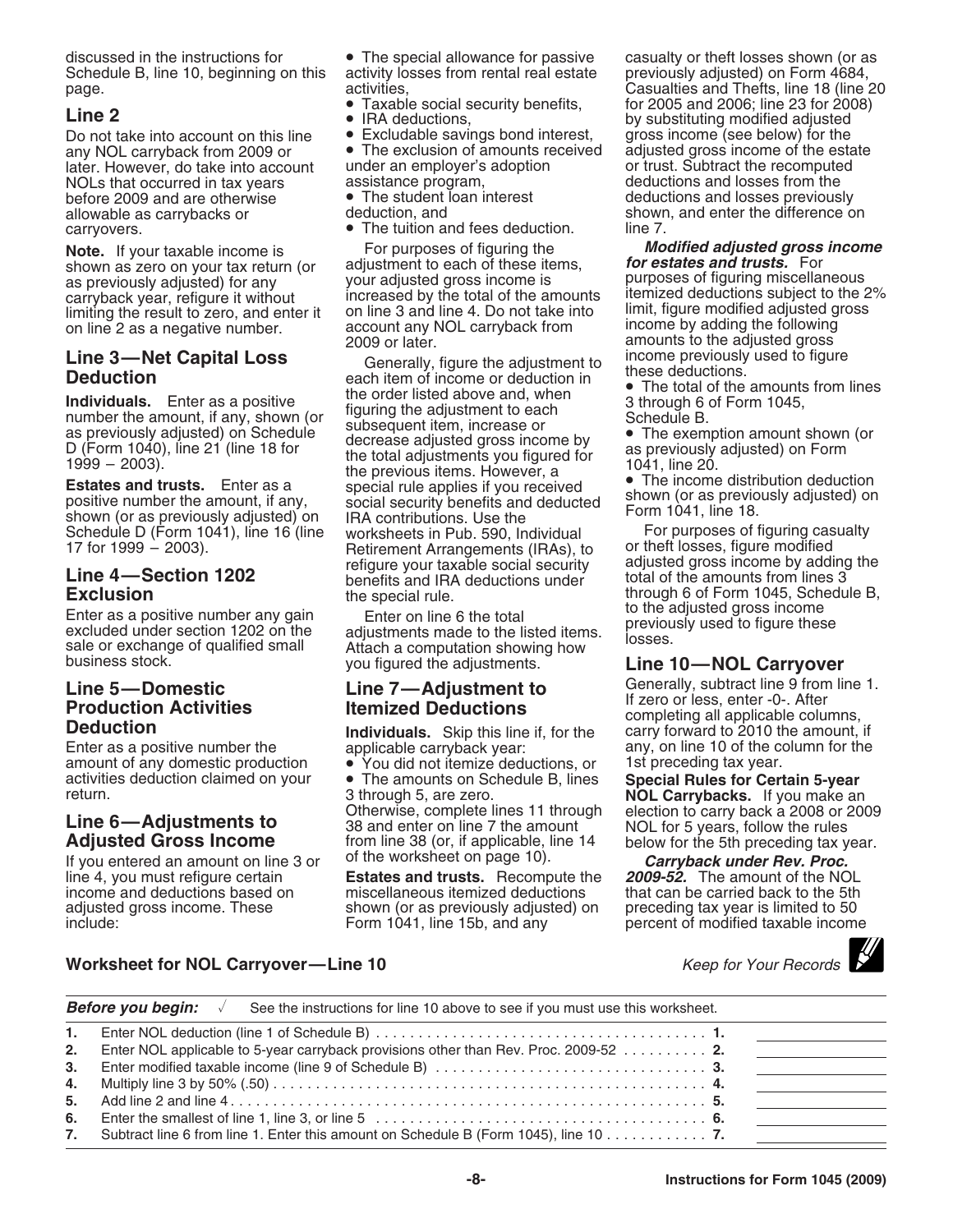discussed in the instructions for Schedule B, line 10, beginning on this page.

### Line 2

Do not take into account on this line any NOL carryback from 2009 or later. However, do take into account NOLs that occurred in tax years before 2009 and are otherwise allowable as carrybacks or carryovers.

**Note.** If your taxable income is shown as zero on your tax return (or as previously adjusted) for any carryback year, refigure it without limiting the result to zero, and enter it on line 2 as a negative number.

### Line 3—Net Capital Loss Deduction

**Individuals.** Enter as a positive number the amount, if any, shown (or as previously adjusted) on Schedule D (Form 1040), line 21 (line 18 for 1999 – 2003).

**Estates and trusts.** Enter as a positive number the amount, if any, shown (or as previously adjusted) on Schedule D (Form 1041), line 16 (line 17 for 1999 – 2003).

### Line 4—Section 1202 Exclusion

Enter as a positive number any gain excluded under section 1202 on the sale or exchange of qualified small business stock.

### Line 5—Domestic Production Activities Deduction

Enter as a positive number the amount of any domestic production activities deduction claimed on your return.

### Line 6—Adjustments to Adjusted Gross Income

If you entered an amount on line 3 or line 4, you must refigure certain income and deductions based on adjusted gross income. These include:

- The special allowance for passive activity losses from rental real estate activities,
- Taxable social security benefits,
- IRA deductions,
- Excludable savings bond interest,
- The exclusion of amounts received under an employer's adoption assistance program,
- The student loan interest deduction, and
- The tuition and fees deduction.

For purposes of figuring the adjustment to each of these items, your adjusted gross income is increased by the total of the amounts on line 3 and line 4. Do not take into account any NOL carryback from 2009 or later.

Generally, figure the adjustment to each item of income or deduction in the order listed above and, when figuring the adjustment to each subsequent item, increase or decrease adjusted gross income by the total adjustments you figured for the previous items. However, a special rule applies if you received social security benefits and deducted IRA contributions. Use the worksheets in Pub. 590, Individual Retirement Arrangements (IRAs), to refigure your taxable social security benefits and IRA deductions under the special rule.

Enter on line 6 the total adjustments made to the listed items. Attach a computation showing how you figured the adjustments.

### Line 7—Adjustment to Itemized Deductions

**Individuals.** Skip this line if, for the applicable carryback year:

- You did not itemize deductions, or
- The amounts on Schedule B, lines 3 through 5, are zero.

Otherwise, complete lines 11 through 38 and enter on line 7 the amount from line 38 (or, if applicable, line 14 of the worksheet on page 10).

**Estates and trusts.** Recompute the miscellaneous itemized deductions shown (or as previously adjusted) on Form 1041, line 15b, and any casualty or theft losses shown (or as previously adjusted) on Form 4684, Casualties and Thefts, line 18 (line 20 for 2005 and 2006; line 23 for 2008) by substituting modified adjusted gross income (see below) for the adjusted gross income of the estate or trust. Subtract the recomputed deductions and losses from the deductions and losses previously shown, and enter the difference on line 7.

***Modified adjusted gross income for estates and trusts.*** For purposes of figuring miscellaneous itemized deductions subject to the 2% limit, figure modified adjusted gross income by adding the following amounts to the adjusted gross income previously used to figure these deductions.

- The total of the amounts from lines 3 through 6 of Form 1045, Schedule B.
- The exemption amount shown (or as previously adjusted) on Form 1041, line 20.
- The income distribution deduction shown (or as previously adjusted) on Form 1041, line 18.

For purposes of figuring casualty or theft losses, figure modified adjusted gross income by adding the total of the amounts from lines 3 through 6 of Form 1045, Schedule B, to the adjusted gross income previously used to figure these losses.

### Line 10—NOL Carryover

Generally, subtract line 9 from line 1. If zero or less, enter -0-. After completing all applicable columns, carry forward to 2010 the amount, if any, on line 10 of the column for the 1st preceding tax year.

**Special Rules for Certain 5-year NOL Carrybacks.** If you make an election to carry back a 2008 or 2009 NOL for 5 years, follow the rules below for the 5th preceding tax year.

***Carryback under Rev. Proc. 2009-52.*** The amount of the NOL that can be carried back to the 5th preceding tax year is limited to 50 percent of modified taxable income

#### Worksheet for NOL Carryover—Line 10

*Keep for Your Records*

***Before you begin:*** √ See the instructions for line 10 above to see if you must use this worksheet.

| | | | |
|---|---|---|---|
| 1. | Enter NOL deduction (line 1 of Schedule B) | 1. | |
| 2. | Enter NOL applicable to 5-year carryback provisions other than Rev. Proc. 2009-52 | 2. | |
| 3. | Enter modified taxable income (line 9 of Schedule B) | 3. | |
| 4. | Multiply line 3 by 50% (.50) | 4. | |
| 5. | Add line 2 and line 4 | 5. | |
| 6. | Enter the smallest of line 1, line 3, or line 5 | 6. | |
| 7. | Subtract line 6 from line 1. Enter this amount on Schedule B (Form 1045), line 10 | 7. | |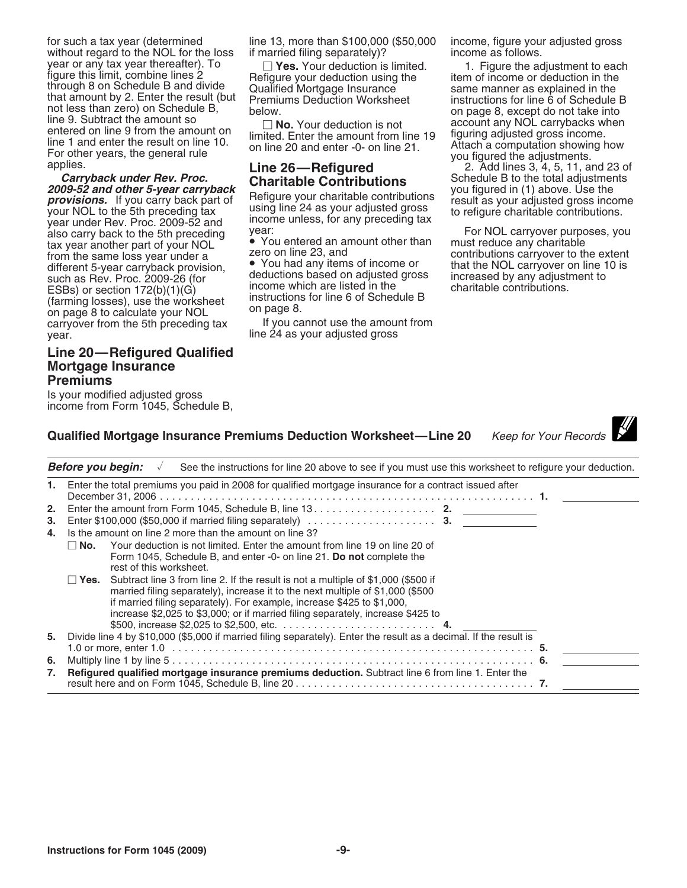for such a tax year (determined without regard to the NOL for the loss year or any tax year thereafter). To figure this limit, combine lines 2 through 8 on Schedule B and divide that amount by 2. Enter the result (but not less than zero) on Schedule B, line 9. Subtract the amount so entered on line 9 from the amount on line 1 and enter the result on line 10. For other years, the general rule applies.

***Carryback under Rev. Proc. 2009-52 and other 5-year carryback provisions.*** If you carry back part of your NOL to the 5th preceding tax year under Rev. Proc. 2009-52 and also carry back to the 5th preceding tax year another part of your NOL from the same loss year under a different 5-year carryback provision, such as Rev. Proc. 2009-26 (for ESBs) or section 172(b)(1)(G) (farming losses), use the worksheet on page 8 to calculate your NOL carryover from the 5th preceding tax year.

## Line 20—Refigured Qualified Mortgage Insurance Premiums

Is your modified adjusted gross income from Form 1045, Schedule B, line 13, more than $100,000 ($50,000 if married filing separately)?

☐ **Yes.** Your deduction is limited. Refigure your deduction using the Qualified Mortgage Insurance Premiums Deduction Worksheet below.

☐ **No.** Your deduction is not limited. Enter the amount from line 19 on line 20 and enter -0- on line 21.

## Line 26—Refigured Charitable Contributions

Refigure your charitable contributions using line 24 as your adjusted gross income unless, for any preceding tax year:

- You entered an amount other than zero on line 23, and
- You had any items of income or deductions based on adjusted gross income which are listed in the instructions for line 6 of Schedule B on page 8.

If you cannot use the amount from line 24 as your adjusted gross income, figure your adjusted gross income as follows.

1. Figure the adjustment to each item of income or deduction in the same manner as explained in the instructions for line 6 of Schedule B on page 8, except do not take into account any NOL carrybacks when figuring adjusted gross income. Attach a computation showing how you figured the adjustments.
2. Add lines 3, 4, 5, 11, and 23 of Schedule B to the total adjustments you figured in (1) above. Use the result as your adjusted gross income to refigure charitable contributions.

For NOL carryover purposes, you must reduce any charitable contributions carryover to the extent that the NOL carryover on line 10 is increased by any adjustment to charitable contributions.

### Qualified Mortgage Insurance Premiums Deduction Worksheet—Line 20 *Keep for Your Records*

***Before you begin:*** √ See the instructions for line 20 above to see if you must use this worksheet to refigure your deduction.

1. Enter the total premiums you paid in 2008 for qualified mortgage insurance for a contract issued after December 31, 2006 . . . . . 1. ______
2. Enter the amount from Form 1045, Schedule B, line 13 . . . . . 2. ______
3. Enter $100,000 ($50,000 if married filing separately) . . . . . 3. ______
4. Is the amount on line 2 more than the amount on line 3?
   - ☐ **No.** Your deduction is not limited. Enter the amount from line 19 on line 20 of Form 1045, Schedule B, and enter -0- on line 21. **Do not** complete the rest of this worksheet.
   - ☐ **Yes.** Subtract line 3 from line 2. If the result is not a multiple of $1,000 ($500 if married filing separately), increase it to the next multiple of $1,000 ($500 if married filing separately). For example, increase $425 to $1,000, increase $2,025 to $3,000; or if married filing separately, increase $425 to $500, increase $2,025 to $2,500, etc. . . . . . 4. ______
5. Divide line 4 by $10,000 ($5,000 if married filing separately). Enter the result as a decimal. If the result is 1.0 or more, enter 1.0 . . . . . 5. ______
6. Multiply line 1 by line 5 . . . . . 6. ______
7. **Refigured qualified mortgage insurance premiums deduction.** Subtract line 6 from line 1. Enter the result here and on Form 1045, Schedule B, line 20 . . . . . 7. ______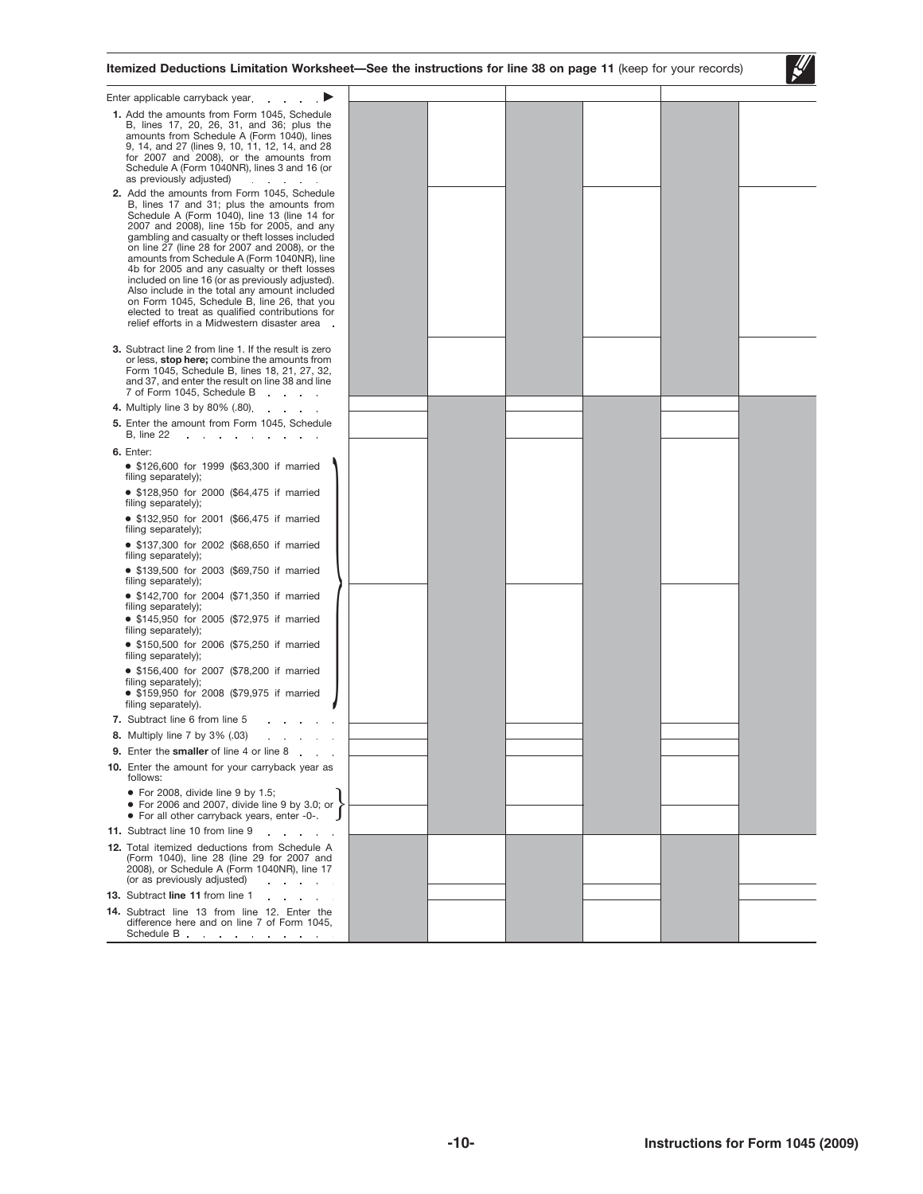**Itemized Deductions Limitation Worksheet—See the instructions for line 38 on page 11** (keep for your records)

| Enter applicable carryback year ▶ | | | | | | |
|---|---|---|---|---|---|---|
| **1.** Add the amounts from Form 1045, Schedule B, lines 17, 20, 26, 31, and 36; plus the amounts from Schedule A (Form 1040), lines 9, 14, and 27 (lines 9, 10, 11, 12, 14, and 28 for 2007 and 2008), or the amounts from Schedule A (Form 1040NR), lines 3 and 16 (or as previously adjusted) | | | | | | |
| **2.** Add the amounts from Form 1045, Schedule B, lines 17 and 31; plus the amounts from Schedule A (Form 1040), line 13 (line 14 for 2007 and 2008), line 15b for 2005, and any gambling and casualty or theft losses included on line 27 (line 28 for 2007 and 2008), or the amounts from Schedule A (Form 1040NR), line 4b for 2005 and any casualty or theft losses included on line 16 (or as previously adjusted). Also include in the total any amount included on Form 1045, Schedule B, line 26, that you elected to treat as qualified contributions for relief efforts in a Midwestern disaster area | | | | | | |
| **3.** Subtract line 2 from line 1. If the result is zero or less, **stop here;** combine the amounts from Form 1045, Schedule B, lines 18, 21, 27, 32, and 37, and enter the result on line 38 and line 7 of Form 1045, Schedule B | | | | | | |
| **4.** Multiply line 3 by 80% (.80) | | | | | | |
| **5.** Enter the amount from Form 1045, Schedule B, line 22 | | | | | | |
| **6.** Enter: • $126,600 for 1999 ($63,300 if married filing separately); • $128,950 for 2000 ($64,475 if married filing separately); • $132,950 for 2001 ($66,475 if married filing separately); • $137,300 for 2002 ($68,650 if married filing separately); • $139,500 for 2003 ($69,750 if married filing separately); • $142,700 for 2004 ($71,350 if married filing separately); • $145,950 for 2005 ($72,975 if married filing separately); • $150,500 for 2006 ($75,250 if married filing separately); • $156,400 for 2007 ($78,200 if married filing separately); • $159,950 for 2008 ($79,975 if married filing separately). | | | | | | |
| **7.** Subtract line 6 from line 5 | | | | | | |
| **8.** Multiply line 7 by 3% (.03) | | | | | | |
| **9.** Enter the **smaller** of line 4 or line 8 | | | | | | |
| **10.** Enter the amount for your carryback year as follows: • For 2008, divide line 9 by 1.5; • For 2006 and 2007, divide line 9 by 3.0; or • For all other carryback years, enter -0-. | | | | | | |
| **11.** Subtract line 10 from line 9 | | | | | | |
| **12.** Total itemized deductions from Schedule A (Form 1040), line 28 (line 29 for 2007 and 2008), or Schedule A (Form 1040NR), line 17 (or as previously adjusted) | | | | | | |
| **13.** Subtract **line 11** from line 1 | | | | | | |
| **14.** Subtract line 13 from line 12. Enter the difference here and on line 7 of Form 1045, Schedule B | | | | | | |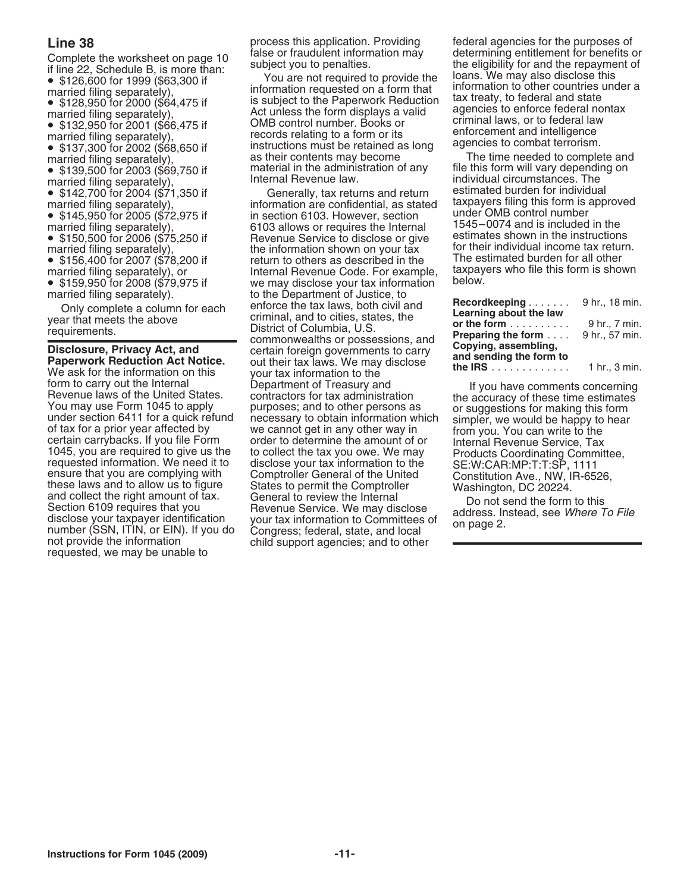## Line 38

Complete the worksheet on page 10 if line 22, Schedule B, is more than:

- $126,600 for 1999 ($63,300 if married filing separately),
- $128,950 for 2000 ($64,475 if married filing separately),
- $132,950 for 2001 ($66,475 if married filing separately),
- $137,300 for 2002 ($68,650 if married filing separately),
- $139,500 for 2003 ($69,750 if married filing separately),
- $142,700 for 2004 ($71,350 if married filing separately),
- $145,950 for 2005 ($72,975 if married filing separately),
- $150,500 for 2006 ($75,250 if married filing separately),
- $156,400 for 2007 ($78,200 if married filing separately), or
- $159,950 for 2008 ($79,975 if married filing separately).

Only complete a column for each year that meets the above requirements.

**Disclosure, Privacy Act, and Paperwork Reduction Act Notice.** We ask for the information on this form to carry out the Internal Revenue laws of the United States. You may use Form 1045 to apply under section 6411 for a quick refund of tax for a prior year affected by certain carrybacks. If you file Form 1045, you are required to give us the requested information. We need it to ensure that you are complying with these laws and to allow us to figure and collect the right amount of tax. Section 6109 requires that you disclose your taxpayer identification number (SSN, ITIN, or EIN). If you do not provide the information requested, we may be unable to process this application. Providing false or fraudulent information may subject you to penalties.

You are not required to provide the information requested on a form that is subject to the Paperwork Reduction Act unless the form displays a valid OMB control number. Books or records relating to a form or its instructions must be retained as long as their contents may become material in the administration of any Internal Revenue law.

Generally, tax returns and return information are confidential, as stated in section 6103. However, section 6103 allows or requires the Internal Revenue Service to disclose or give the information shown on your tax return to others as described in the Internal Revenue Code. For example, we may disclose your tax information to the Department of Justice, to enforce the tax laws, both civil and criminal, and to cities, states, the District of Columbia, U.S. commonwealths or possessions, and certain foreign governments to carry out their tax laws. We may disclose your tax information to the Department of Treasury and contractors for tax administration purposes; and to other persons as necessary to obtain information which we cannot get in any other way in order to determine the amount of or to collect the tax you owe. We may disclose your tax information to the Comptroller General of the United States to permit the Comptroller General to review the Internal Revenue Service. We may disclose your tax information to Committees of Congress; federal, state, and local child support agencies; and to other federal agencies for the purposes of determining entitlement for benefits or the eligibility for and the repayment of loans. We may also disclose this information to other countries under a tax treaty, to federal and state agencies to enforce federal nontax criminal laws, or to federal law enforcement and intelligence agencies to combat terrorism.

The time needed to complete and file this form will vary depending on individual circumstances. The estimated burden for individual taxpayers filing this form is approved under OMB control number 1545−0074 and is included in the estimates shown in the instructions for their individual income tax return. The estimated burden for all other taxpayers who file this form is shown below.

| | |
|---|---|
| **Recordkeeping** . . . . . . . | 9 hr., 18 min. |
| **Learning about the law or the form** . . . . . . . . . . | 9 hr., 7 min. |
| **Preparing the form** . . . . | 9 hr., 57 min. |
| **Copying, assembling, and sending the form to the IRS** . . . . . . . . . . . . . | 1 hr., 3 min. |

If you have comments concerning the accuracy of these time estimates or suggestions for making this form simpler, we would be happy to hear from you. You can write to the Internal Revenue Service, Tax Products Coordinating Committee, SE:W:CAR:MP:T:T:SP, 1111 Constitution Ave., NW, IR-6526, Washington, DC 20224.

Do not send the form to this address. Instead, see *Where To File* on page 2.